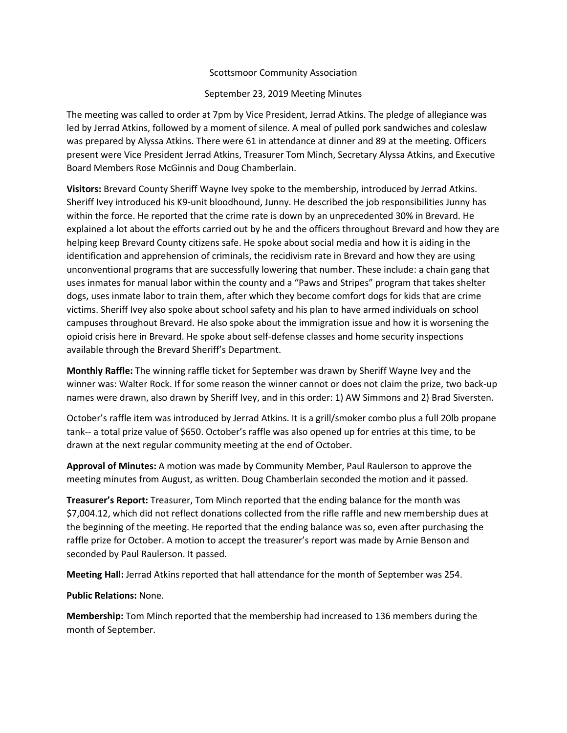Scottsmoor Community Association

September 23, 2019 Meeting Minutes

The meeting was called to order at 7pm by Vice President, Jerrad Atkins. The pledge of allegiance was led by Jerrad Atkins, followed by a moment of silence. A meal of pulled pork sandwiches and coleslaw was prepared by Alyssa Atkins. There were 61 in attendance at dinner and 89 at the meeting. Officers present were Vice President Jerrad Atkins, Treasurer Tom Minch, Secretary Alyssa Atkins, and Executive Board Members Rose McGinnis and Doug Chamberlain.

**Visitors:** Brevard County Sheriff Wayne Ivey spoke to the membership, introduced by Jerrad Atkins. Sheriff Ivey introduced his K9-unit bloodhound, Junny. He described the job responsibilities Junny has within the force. He reported that the crime rate is down by an unprecedented 30% in Brevard. He explained a lot about the efforts carried out by he and the officers throughout Brevard and how they are helping keep Brevard County citizens safe. He spoke about social media and how it is aiding in the identification and apprehension of criminals, the recidivism rate in Brevard and how they are using unconventional programs that are successfully lowering that number. These include: a chain gang that uses inmates for manual labor within the county and a "Paws and Stripes" program that takes shelter dogs, uses inmate labor to train them, after which they become comfort dogs for kids that are crime victims. Sheriff Ivey also spoke about school safety and his plan to have armed individuals on school campuses throughout Brevard. He also spoke about the immigration issue and how it is worsening the opioid crisis here in Brevard. He spoke about self-defense classes and home security inspections available through the Brevard Sheriff's Department.

**Monthly Raffle:** The winning raffle ticket for September was drawn by Sheriff Wayne Ivey and the winner was: Walter Rock. If for some reason the winner cannot or does not claim the prize, two back-up names were drawn, also drawn by Sheriff Ivey, and in this order: 1) AW Simmons and 2) Brad Siversten.

October's raffle item was introduced by Jerrad Atkins. It is a grill/smoker combo plus a full 20lb propane tank-- a total prize value of $650. October's raffle was also opened up for entries at this time, to be drawn at the next regular community meeting at the end of October.

**Approval of Minutes:** A motion was made by Community Member, Paul Raulerson to approve the meeting minutes from August, as written. Doug Chamberlain seconded the motion and it passed.

**Treasurer's Report:** Treasurer, Tom Minch reported that the ending balance for the month was $7,004.12, which did not reflect donations collected from the rifle raffle and new membership dues at the beginning of the meeting. He reported that the ending balance was so, even after purchasing the raffle prize for October. A motion to accept the treasurer's report was made by Arnie Benson and seconded by Paul Raulerson. It passed.

**Meeting Hall:** Jerrad Atkins reported that hall attendance for the month of September was 254.

**Public Relations:** None.

**Membership:** Tom Minch reported that the membership had increased to 136 members during the month of September.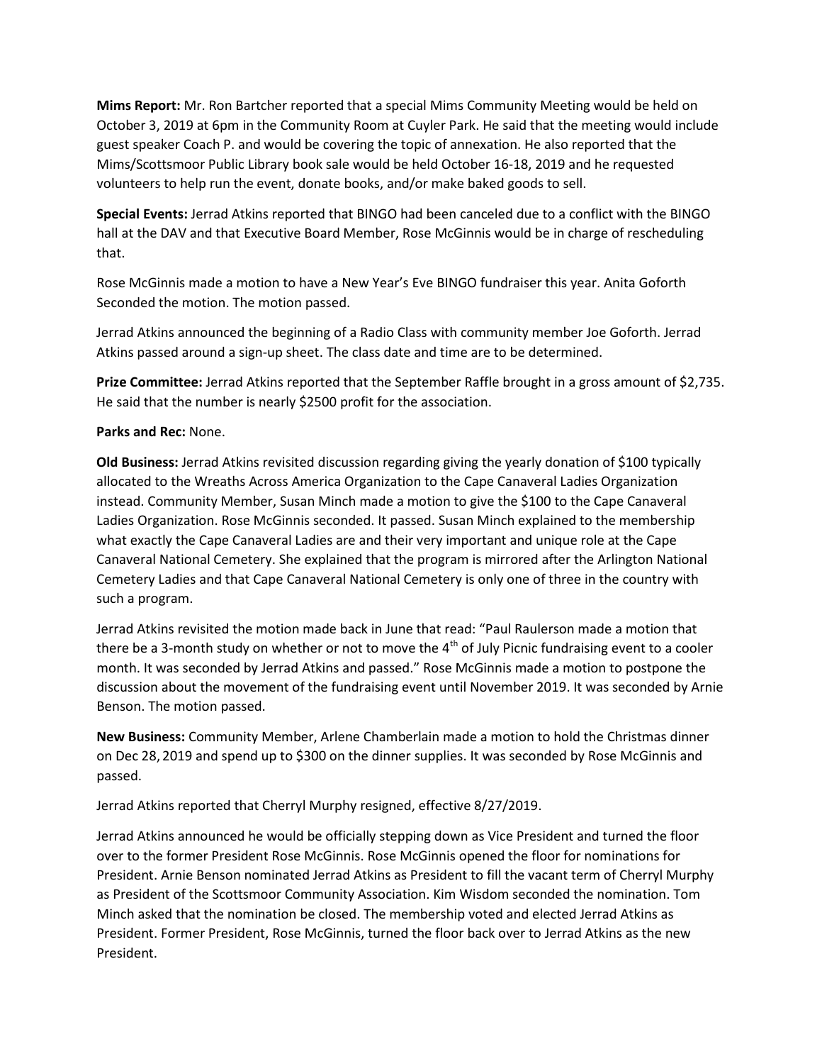**Mims Report:** Mr. Ron Bartcher reported that a special Mims Community Meeting would be held on October 3, 2019 at 6pm in the Community Room at Cuyler Park. He said that the meeting would include guest speaker Coach P. and would be covering the topic of annexation. He also reported that the Mims/Scottsmoor Public Library book sale would be held October 16-18, 2019 and he requested volunteers to help run the event, donate books, and/or make baked goods to sell.

**Special Events:** Jerrad Atkins reported that BINGO had been canceled due to a conflict with the BINGO hall at the DAV and that Executive Board Member, Rose McGinnis would be in charge of rescheduling that.

Rose McGinnis made a motion to have a New Year's Eve BINGO fundraiser this year. Anita Goforth Seconded the motion. The motion passed.

Jerrad Atkins announced the beginning of a Radio Class with community member Joe Goforth. Jerrad Atkins passed around a sign-up sheet. The class date and time are to be determined.

**Prize Committee:** Jerrad Atkins reported that the September Raffle brought in a gross amount of $2,735. He said that the number is nearly $2500 profit for the association.

**Parks and Rec:** None.

**Old Business:** Jerrad Atkins revisited discussion regarding giving the yearly donation of $100 typically allocated to the Wreaths Across America Organization to the Cape Canaveral Ladies Organization instead. Community Member, Susan Minch made a motion to give the $100 to the Cape Canaveral Ladies Organization. Rose McGinnis seconded. It passed. Susan Minch explained to the membership what exactly the Cape Canaveral Ladies are and their very important and unique role at the Cape Canaveral National Cemetery. She explained that the program is mirrored after the Arlington National Cemetery Ladies and that Cape Canaveral National Cemetery is only one of three in the country with such a program.

Jerrad Atkins revisited the motion made back in June that read: "Paul Raulerson made a motion that there be a 3-month study on whether or not to move the 4th of July Picnic fundraising event to a cooler month. It was seconded by Jerrad Atkins and passed." Rose McGinnis made a motion to postpone the discussion about the movement of the fundraising event until November 2019. It was seconded by Arnie Benson. The motion passed.

**New Business:** Community Member, Arlene Chamberlain made a motion to hold the Christmas dinner on Dec 28, 2019 and spend up to $300 on the dinner supplies. It was seconded by Rose McGinnis and passed.

Jerrad Atkins reported that Cherryl Murphy resigned, effective 8/27/2019.

Jerrad Atkins announced he would be officially stepping down as Vice President and turned the floor over to the former President Rose McGinnis. Rose McGinnis opened the floor for nominations for President. Arnie Benson nominated Jerrad Atkins as President to fill the vacant term of Cherryl Murphy as President of the Scottsmoor Community Association. Kim Wisdom seconded the nomination. Tom Minch asked that the nomination be closed. The membership voted and elected Jerrad Atkins as President. Former President, Rose McGinnis, turned the floor back over to Jerrad Atkins as the new President.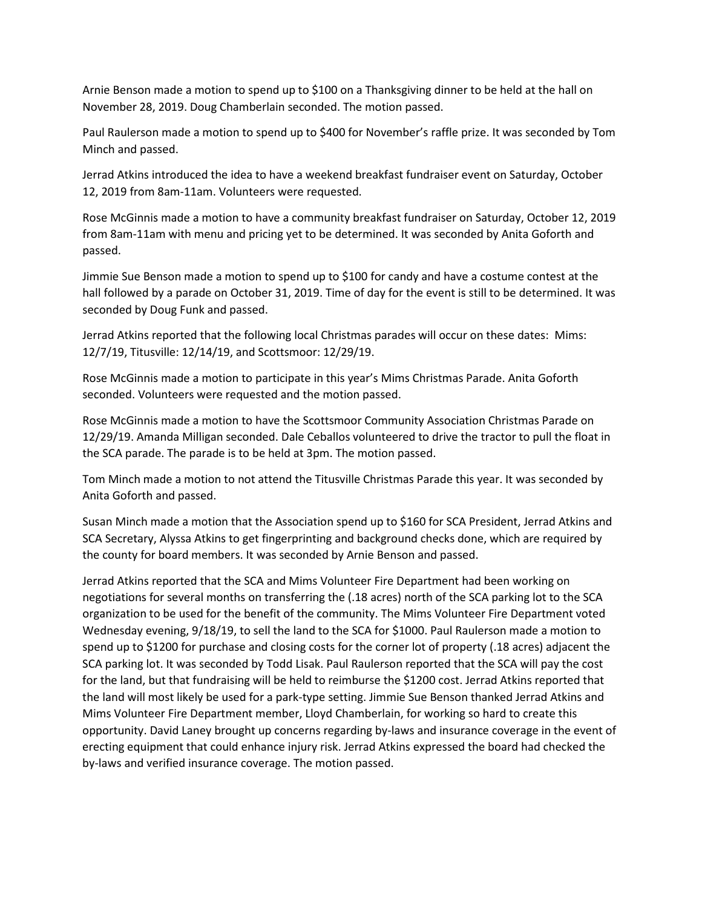Arnie Benson made a motion to spend up to $100 on a Thanksgiving dinner to be held at the hall on November 28, 2019. Doug Chamberlain seconded. The motion passed.

Paul Raulerson made a motion to spend up to $400 for November's raffle prize. It was seconded by Tom Minch and passed.

Jerrad Atkins introduced the idea to have a weekend breakfast fundraiser event on Saturday, October 12, 2019 from 8am-11am. Volunteers were requested.

Rose McGinnis made a motion to have a community breakfast fundraiser on Saturday, October 12, 2019 from 8am-11am with menu and pricing yet to be determined. It was seconded by Anita Goforth and passed.

Jimmie Sue Benson made a motion to spend up to $100 for candy and have a costume contest at the hall followed by a parade on October 31, 2019. Time of day for the event is still to be determined. It was seconded by Doug Funk and passed.

Jerrad Atkins reported that the following local Christmas parades will occur on these dates: Mims: 12/7/19, Titusville: 12/14/19, and Scottsmoor: 12/29/19.

Rose McGinnis made a motion to participate in this year's Mims Christmas Parade. Anita Goforth seconded. Volunteers were requested and the motion passed.

Rose McGinnis made a motion to have the Scottsmoor Community Association Christmas Parade on 12/29/19. Amanda Milligan seconded. Dale Ceballos volunteered to drive the tractor to pull the float in the SCA parade. The parade is to be held at 3pm. The motion passed.

Tom Minch made a motion to not attend the Titusville Christmas Parade this year. It was seconded by Anita Goforth and passed.

Susan Minch made a motion that the Association spend up to $160 for SCA President, Jerrad Atkins and SCA Secretary, Alyssa Atkins to get fingerprinting and background checks done, which are required by the county for board members. It was seconded by Arnie Benson and passed.

Jerrad Atkins reported that the SCA and Mims Volunteer Fire Department had been working on negotiations for several months on transferring the (.18 acres) north of the SCA parking lot to the SCA organization to be used for the benefit of the community. The Mims Volunteer Fire Department voted Wednesday evening, 9/18/19, to sell the land to the SCA for $1000. Paul Raulerson made a motion to spend up to $1200 for purchase and closing costs for the corner lot of property (.18 acres) adjacent the SCA parking lot. It was seconded by Todd Lisak. Paul Raulerson reported that the SCA will pay the cost for the land, but that fundraising will be held to reimburse the $1200 cost. Jerrad Atkins reported that the land will most likely be used for a park-type setting. Jimmie Sue Benson thanked Jerrad Atkins and Mims Volunteer Fire Department member, Lloyd Chamberlain, for working so hard to create this opportunity. David Laney brought up concerns regarding by-laws and insurance coverage in the event of erecting equipment that could enhance injury risk. Jerrad Atkins expressed the board had checked the by-laws and verified insurance coverage. The motion passed.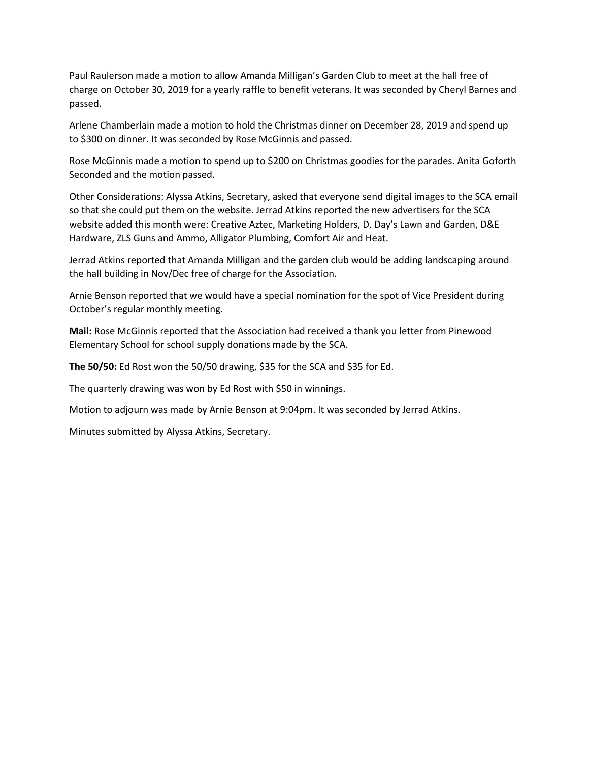Paul Raulerson made a motion to allow Amanda Milligan's Garden Club to meet at the hall free of charge on October 30, 2019 for a yearly raffle to benefit veterans. It was seconded by Cheryl Barnes and passed.

Arlene Chamberlain made a motion to hold the Christmas dinner on December 28, 2019 and spend up to $300 on dinner. It was seconded by Rose McGinnis and passed.

Rose McGinnis made a motion to spend up to $200 on Christmas goodies for the parades. Anita Goforth Seconded and the motion passed.

Other Considerations: Alyssa Atkins, Secretary, asked that everyone send digital images to the SCA email so that she could put them on the website. Jerrad Atkins reported the new advertisers for the SCA website added this month were: Creative Aztec, Marketing Holders, D. Day's Lawn and Garden, D&E Hardware, ZLS Guns and Ammo, Alligator Plumbing, Comfort Air and Heat.

Jerrad Atkins reported that Amanda Milligan and the garden club would be adding landscaping around the hall building in Nov/Dec free of charge for the Association.

Arnie Benson reported that we would have a special nomination for the spot of Vice President during October's regular monthly meeting.

**Mail:** Rose McGinnis reported that the Association had received a thank you letter from Pinewood Elementary School for school supply donations made by the SCA.

**The 50/50:** Ed Rost won the 50/50 drawing, $35 for the SCA and $35 for Ed.

The quarterly drawing was won by Ed Rost with $50 in winnings.

Motion to adjourn was made by Arnie Benson at 9:04pm. It was seconded by Jerrad Atkins.

Minutes submitted by Alyssa Atkins, Secretary.